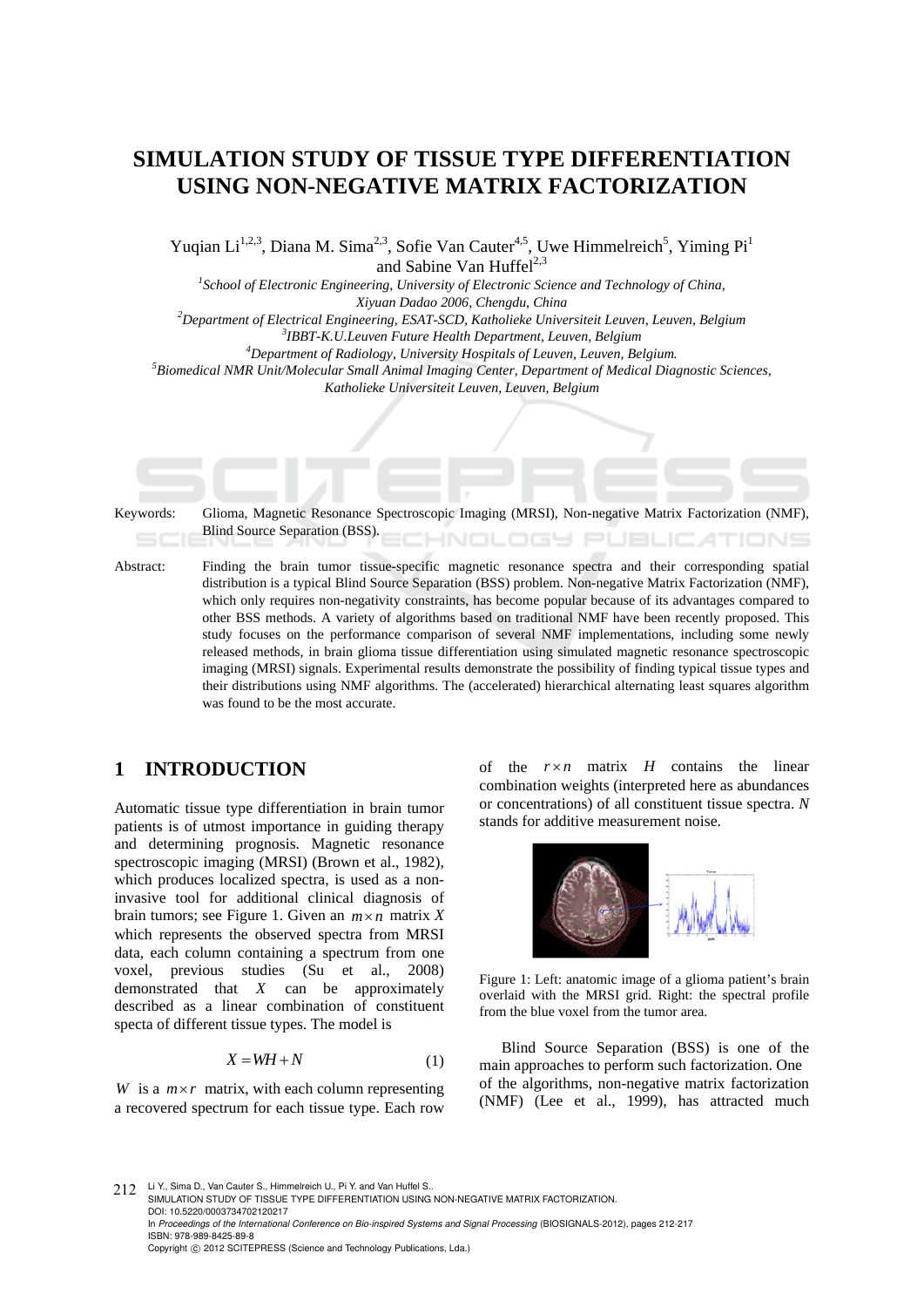# SIMULATION STUDY OF TISSUE TYPE DIFFERENTIATION USING NON-NEGATIVE MATRIX FACTORIZATION

Yuqian Li[1,2,3], Diana M. Sima[2,3], Sofie Van Cauter[4,5], Uwe Himmelreich[5], Yiming Pi[1] and Sabine Van Huffel[2,3]

[1] *School of Electronic Engineering, University of Electronic Science and Technology of China, Xiyuan Dadao 2006, Chengdu, China*
[2] *Department of Electrical Engineering, ESAT-SCD, Katholieke Universiteit Leuven, Leuven, Belgium*
[3] *IBBT-K.U.Leuven Future Health Department, Leuven, Belgium*
[4] *Department of Radiology, University Hospitals of Leuven, Leuven, Belgium.*
[5] *Biomedical NMR Unit/Molecular Small Animal Imaging Center, Department of Medical Diagnostic Sciences, Katholieke Universiteit Leuven, Leuven, Belgium*

Keywords: Glioma, Magnetic Resonance Spectroscopic Imaging (MRSI), Non-negative Matrix Factorization (NMF), Blind Source Separation (BSS).

Abstract: Finding the brain tumor tissue-specific magnetic resonance spectra and their corresponding spatial distribution is a typical Blind Source Separation (BSS) problem. Non-negative Matrix Factorization (NMF), which only requires non-negativity constraints, has become popular because of its advantages compared to other BSS methods. A variety of algorithms based on traditional NMF have been recently proposed. This study focuses on the performance comparison of several NMF implementations, including some newly released methods, in brain glioma tissue differentiation using simulated magnetic resonance spectroscopic imaging (MRSI) signals. Experimental results demonstrate the possibility of finding typical tissue types and their distributions using NMF algorithms. The (accelerated) hierarchical alternating least squares algorithm was found to be the most accurate.

## 1 INTRODUCTION

Automatic tissue type differentiation in brain tumor patients is of utmost importance in guiding therapy and determining prognosis. Magnetic resonance spectroscopic imaging (MRSI) (Brown et al., 1982), which produces localized spectra, is used as a non-invasive tool for additional clinical diagnosis of brain tumors; see Figure 1. Given an $m \times n$ matrix $X$ which represents the observed spectra from MRSI data, each column containing a spectrum from one voxel, previous studies (Su et al., 2008) demonstrated that $X$ can be approximately described as a linear combination of constituent specta of different tissue types. The model is

$$X = WH + N \qquad (1)$$

$W$ is a $m \times r$ matrix, with each column representing a recovered spectrum for each tissue type. Each row of the $r \times n$ matrix $H$ contains the linear combination weights (interpreted here as abundances or concentrations) of all constituent tissue spectra. $N$ stands for additive measurement noise.

Figure 1: Left: anatomic image of a glioma patient's brain overlaid with the MRSI grid. Right: the spectral profile from the blue voxel from the tumor area.

Blind Source Separation (BSS) is one of the main approaches to perform such factorization. One of the algorithms, non-negative matrix factorization (NMF) (Lee et al., 1999), has attracted much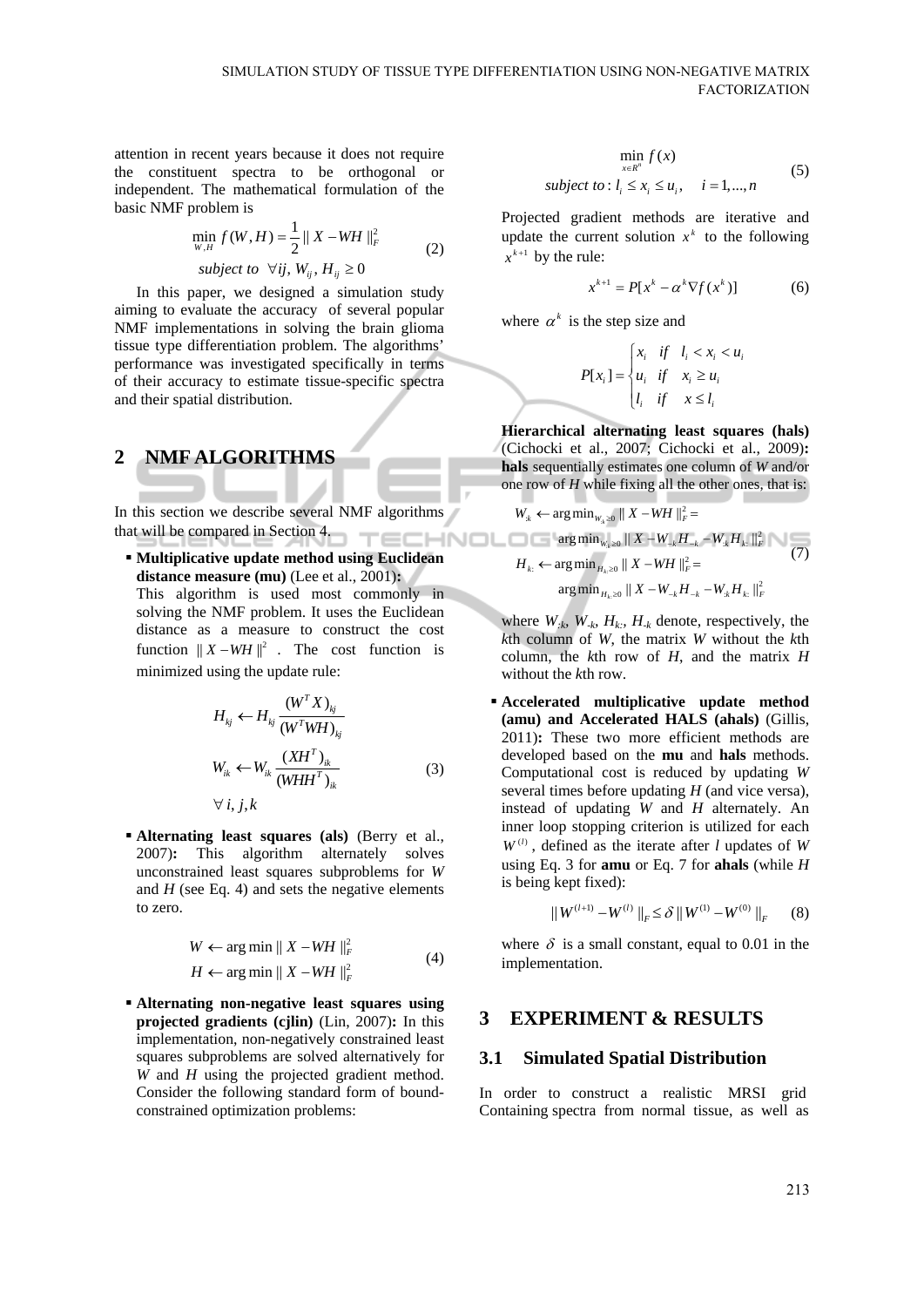attention in recent years because it does not require the constituent spectra to be orthogonal or independent. The mathematical formulation of the basic NMF problem is

$$\min_{W,H} f(W,H) = \frac{1}{2} \| X - WH \|_F^2 \quad \text{subject to } \forall ij, W_{ij}, H_{ij} \geq 0 \tag{2}$$

In this paper, we designed a simulation study aiming to evaluate the accuracy of several popular NMF implementations in solving the brain glioma tissue type differentiation problem. The algorithms' performance was investigated specifically in terms of their accuracy to estimate tissue-specific spectra and their spatial distribution.

## 2 NMF ALGORITHMS

In this section we describe several NMF algorithms that will be compared in Section 4.

- **Multiplicative update method using Euclidean distance measure (mu)** (Lee et al., 2001)**:** This algorithm is used most commonly in solving the NMF problem. It uses the Euclidean distance as a measure to construct the cost function $\| X - WH \|^2$ . The cost function is minimized using the update rule:

$$H_{kj} \leftarrow H_{kj} \frac{(W^T X)_{kj}}{(W^T WH)_{kj}}$$
$$W_{ik} \leftarrow W_{ik} \frac{(XH^T)_{ik}}{(WHH^T)_{ik}} \tag{3}$$
$$\forall\, i, j, k$$

- **Alternating least squares (als)** (Berry et al., 2007)**:** This algorithm alternately solves unconstrained least squares subproblems for $W$ and $H$ (see Eq. 4) and sets the negative elements to zero.

$$W \leftarrow \arg\min \| X - WH \|_F^2$$
$$H \leftarrow \arg\min \| X - WH \|_F^2 \tag{4}$$

- **Alternating non-negative least squares using projected gradients (cjlin)** (Lin, 2007)**:** In this implementation, non-negatively constrained least squares subproblems are solved alternatively for $W$ and $H$ using the projected gradient method. Consider the following standard form of bound-constrained optimization problems:

$$\min_{x \in R^n} f(x) \quad \text{subject to}: l_i \leq x_i \leq u_i, \quad i = 1, ..., n \tag{5}$$

Projected gradient methods are iterative and update the current solution $x^k$ to the following $x^{k+1}$ by the rule:

$$x^{k+1} = P[x^k - \alpha^k \nabla f(x^k)] \tag{6}$$

where $\alpha^k$ is the step size and

$$P[x_i] = \begin{cases} x_i & if \quad l_i < x_i < u_i \\ u_i & if \quad x_i \geq u_i \\ l_i & if \quad x \leq l_i \end{cases}$$

**Hierarchical alternating least squares (hals)** (Cichocki et al., 2007; Cichocki et al., 2009)**: hals** sequentially estimates one column of $W$ and/or one row of $H$ while fixing all the other ones, that is:

$$W_{:k} \leftarrow \arg\min_{W_{:k} \geq 0} \| X - WH \|_F^2 = \arg\min_{W_{:k} \geq 0} \| X - W_{-k} H_{-k} - W_{:k} H_{k:} \|_F^2$$
$$H_{k:} \leftarrow \arg\min_{H_{k:} \geq 0} \| X - WH \|_F^2 = \arg\min_{H_{k:} \geq 0} \| X - W_{-k} H_{-k} - W_{:k} H_{k:} \|_F^2 \tag{7}$$

where $W_{:k}$, $W_{-k}$, $H_{k:}$, $H_{-k}$ denote, respectively, the $k$th column of $W$, the matrix $W$ without the $k$th column, the $k$th row of $H$, and the matrix $H$ without the $k$th row.

- **Accelerated multiplicative update method (amu) and Accelerated HALS (ahals)** (Gillis, 2011)**:** These two more efficient methods are developed based on the **mu** and **hals** methods. Computational cost is reduced by updating $W$ several times before updating $H$ (and vice versa), instead of updating $W$ and $H$ alternately. An inner loop stopping criterion is utilized for each $W^{(l)}$, defined as the iterate after $l$ updates of $W$ using Eq. 3 for **amu** or Eq. 7 for **ahals** (while $H$ is being kept fixed):

$$\| W^{(l+1)} - W^{(l)} \|_F \leq \delta \| W^{(1)} - W^{(0)} \|_F \tag{8}$$

where $\delta$ is a small constant, equal to 0.01 in the implementation.

## 3 EXPERIMENT & RESULTS

### 3.1 Simulated Spatial Distribution

In order to construct a realistic MRSI grid Containing spectra from normal tissue, as well as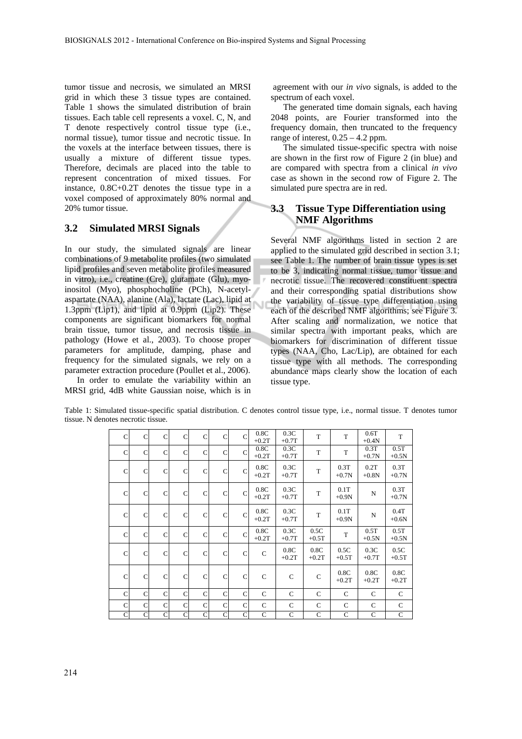tumor tissue and necrosis, we simulated an MRSI grid in which these 3 tissue types are contained. Table 1 shows the simulated distribution of brain tissues. Each table cell represents a voxel. C, N, and T denote respectively control tissue type (i.e., normal tissue), tumor tissue and necrotic tissue. In the voxels at the interface between tissues, there is usually a mixture of different tissue types. Therefore, decimals are placed into the table to represent concentration of mixed tissues. For instance, 0.8C+0.2T denotes the tissue type in a voxel composed of approximately 80% normal and 20% tumor tissue.

## 3.2 Simulated MRSI Signals

In our study, the simulated signals are linear combinations of 9 metabolite profiles (two simulated lipid profiles and seven metabolite profiles measured in vitro), i.e., creatine (Cre), glutamate (Glu), myo-inositol (Myo), phosphocholine (PCh), N-acetyl-aspartate (NAA), alanine (Ala), lactate (Lac), lipid at 1.3ppm (Lip1), and lipid at 0.9ppm (Lip2). These components are significant biomarkers for normal brain tissue, tumor tissue, and necrosis tissue in pathology (Howe et al., 2003). To choose proper parameters for amplitude, damping, phase and frequency for the simulated signals, we rely on a parameter extraction procedure (Poullet et al., 2006).

In order to emulate the variability within an MRSI grid, 4dB white Gaussian noise, which is in agreement with our *in vivo* signals, is added to the spectrum of each voxel.

The generated time domain signals, each having 2048 points, are Fourier transformed into the frequency domain, then truncated to the frequency range of interest, 0.25 – 4.2 ppm.

The simulated tissue-specific spectra with noise are shown in the first row of Figure 2 (in blue) and are compared with spectra from a clinical *in vivo* case as shown in the second row of Figure 2. The simulated pure spectra are in red.

## 3.3 Tissue Type Differentiation using NMF Algorithms

Several NMF algorithms listed in section 2 are applied to the simulated grid described in section 3.1; see Table 1. The number of brain tissue types is set to be 3, indicating normal tissue, tumor tissue and necrotic tissue. The recovered constituent spectra and their corresponding spatial distributions show the variability of tissue type differentiation using each of the described NMF algorithms; see Figure 3. After scaling and normalization, we notice that similar spectra with important peaks, which are biomarkers for discrimination of different tissue types (NAA, Cho, Lac/Lip), are obtained for each tissue type with all methods. The corresponding abundance maps clearly show the location of each tissue type.

Table 1: Simulated tissue-specific spatial distribution. C denotes control tissue type, i.e., normal tissue. T denotes tumor tissue. N denotes necrotic tissue.

| | | | | | | | | | | | | |
|---|---|---|---|---|---|---|---|---|---|---|---|---|
| C | C | C | C | C | C | C | 0.8C +0.2T | 0.3C +0.7T | T | T | 0.6T +0.4N | T |
| C | C | C | C | C | C | C | 0.8C +0.2T | 0.3C +0.7T | T | T | 0.3T +0.7N | 0.5T +0.5N |
| C | C | C | C | C | C | C | 0.8C +0.2T | 0.3C +0.7T | T | 0.3T +0.7N | 0.2T +0.8N | 0.3T +0.7N |
| C | C | C | C | C | C | C | 0.8C +0.2T | 0.3C +0.7T | T | 0.1T +0.9N | N | 0.3T +0.7N |
| C | C | C | C | C | C | C | 0.8C +0.2T | 0.3C +0.7T | T | 0.1T +0.9N | N | 0.4T +0.6N |
| C | C | C | C | C | C | C | 0.8C +0.2T | 0.3C +0.7T | 0.5C +0.5T | T | 0.5T +0.5N | 0.5T +0.5N |
| C | C | C | C | C | C | C | C | 0.8C +0.2T | 0.8C +0.2T | 0.5C +0.5T | 0.3C +0.7T | 0.5C +0.5T |
| C | C | C | C | C | C | C | C | C | C | 0.8C +0.2T | 0.8C +0.2T | 0.8C +0.2T |
| C | C | C | C | C | C | C | C | C | C | C | C | C |
| C | C | C | C | C | C | C | C | C | C | C | C | C |
| C | C | C | C | C | C | C | C | C | C | C | C | C |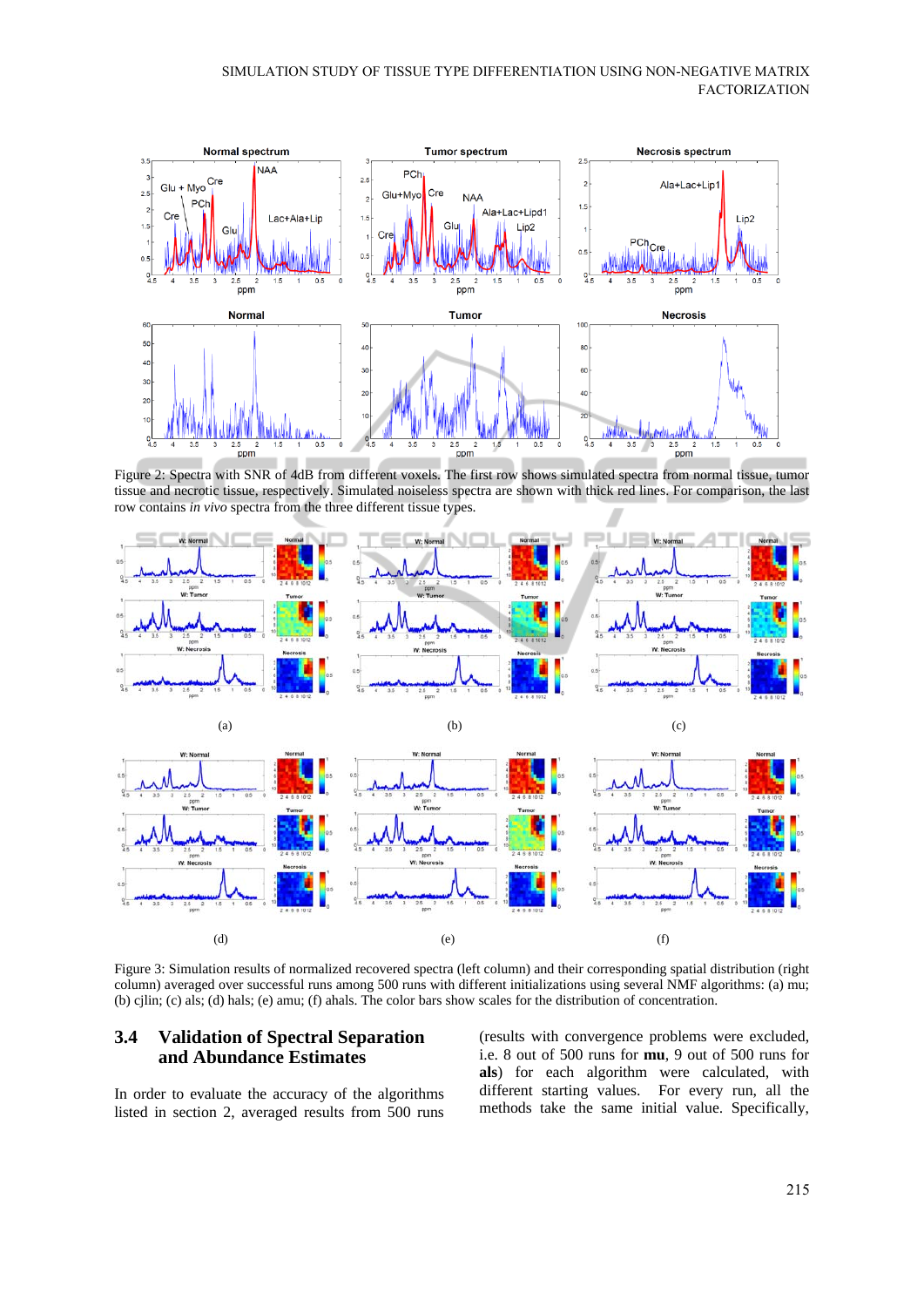Figure 2: Spectra with SNR of 4dB from different voxels. The first row shows simulated spectra from normal tissue, tumor tissue and necrotic tissue, respectively. Simulated noiseless spectra are shown with thick red lines. For comparison, the last row contains *in vivo* spectra from the three different tissue types.

Figure 3: Simulation results of normalized recovered spectra (left column) and their corresponding spatial distribution (right column) averaged over successful runs among 500 runs with different initializations using several NMF algorithms: (a) mu; (b) cjlin; (c) als; (d) hals; (e) amu; (f) ahals. The color bars show scales for the distribution of concentration.

## 3.4 Validation of Spectral Separation and Abundance Estimates

In order to evaluate the accuracy of the algorithms listed in section 2, averaged results from 500 runs (results with convergence problems were excluded, i.e. 8 out of 500 runs for **mu**, 9 out of 500 runs for **als**) for each algorithm were calculated, with different starting values. For every run, all the methods take the same initial value. Specifically,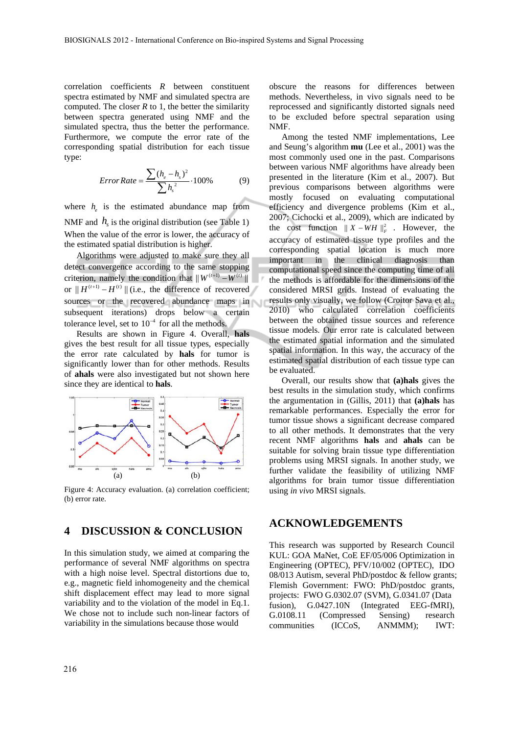correlation coefficients $R$ between constituent spectra estimated by NMF and simulated spectra are computed. The closer $R$ to 1, the better the similarity between spectra generated using NMF and the simulated spectra, thus the better the performance. Furthermore, we compute the error rate of the corresponding spatial distribution for each tissue type:

$$Error\,Rate = \frac{\sum (h_e - h_s)^2}{\sum h_s^{\,2}} \cdot 100\% \qquad (9)$$

where $h_e$ is the estimated abundance map from NMF and $h_s$ is the original distribution (see Table 1) When the value of the error is lower, the accuracy of the estimated spatial distribution is higher.

Algorithms were adjusted to make sure they all detect convergence according to the same stopping criterion, namely the condition that $\| W^{(t+1)} - W^{(t)} \|$ or $\| H^{(t+1)} - H^{(t)} \|$ (i.e., the difference of recovered sources or the recovered abundance maps in subsequent iterations) drops below a certain tolerance level, set to $10^{-4}$ for all the methods.

Results are shown in Figure 4. Overall, **hals** gives the best result for all tissue types, especially the error rate calculated by **hals** for tumor is significantly lower than for other methods. Results of **ahals** were also investigated but not shown here since they are identical to **hals**.

Figure 4: Accuracy evaluation. (a) correlation coefficient; (b) error rate.

## 4 DISCUSSION & CONCLUSION

In this simulation study, we aimed at comparing the performance of several NMF algorithms on spectra with a high noise level. Spectral distortions due to, e.g., magnetic field inhomogeneity and the chemical shift displacement effect may lead to more signal variability and to the violation of the model in Eq.1. We chose not to include such non-linear factors of variability in the simulations because those would obscure the reasons for differences between methods. Nevertheless, in vivo signals need to be reprocessed and significantly distorted signals need to be excluded before spectral separation using NMF.

Among the tested NMF implementations, Lee and Seung's algorithm **mu** (Lee et al., 2001) was the most commonly used one in the past. Comparisons between various NMF algorithms have already been presented in the literature (Kim et al., 2007). But previous comparisons between algorithms were mostly focused on evaluating computational efficiency and divergence problems (Kim et al., 2007; Cichocki et al., 2009), which are indicated by the cost function $\| X - WH \|_F^2$ . However, the accuracy of estimated tissue type profiles and the corresponding spatial location is much more important in the clinical diagnosis than computational speed since the computing time of all the methods is affordable for the dimensions of the considered MRSI grids. Instead of evaluating the results only visually, we follow (Croitor Sava et al., 2010) who calculated correlation coefficients between the obtained tissue sources and reference tissue models. Our error rate is calculated between the estimated spatial information and the simulated spatial information. In this way, the accuracy of the estimated spatial distribution of each tissue type can be evaluated.

Overall, our results show that **(a)hals** gives the best results in the simulation study, which confirms the argumentation in (Gillis, 2011) that **(a)hals** has remarkable performances. Especially the error for tumor tissue shows a significant decrease compared to all other methods. It demonstrates that the very recent NMF algorithms **hals** and **ahals** can be suitable for solving brain tissue type differentiation problems using MRSI signals. In another study, we further validate the feasibility of utilizing NMF algorithms for brain tumor tissue differentiation using *in vivo* MRSI signals.

## ACKNOWLEDGEMENTS

This research was supported by Research Council KUL: GOA MaNet, CoE EF/05/006 Optimization in Engineering (OPTEC), PFV/10/002 (OPTEC), IDO 08/013 Autism, several PhD/postdoc & fellow grants; Flemish Government: FWO: PhD/postdoc grants, projects: FWO G.0302.07 (SVM), G.0341.07 (Data fusion), G.0427.10N (Integrated EEG-fMRI), G.0108.11 (Compressed Sensing) research communities (ICCoS, ANMMM); IWT: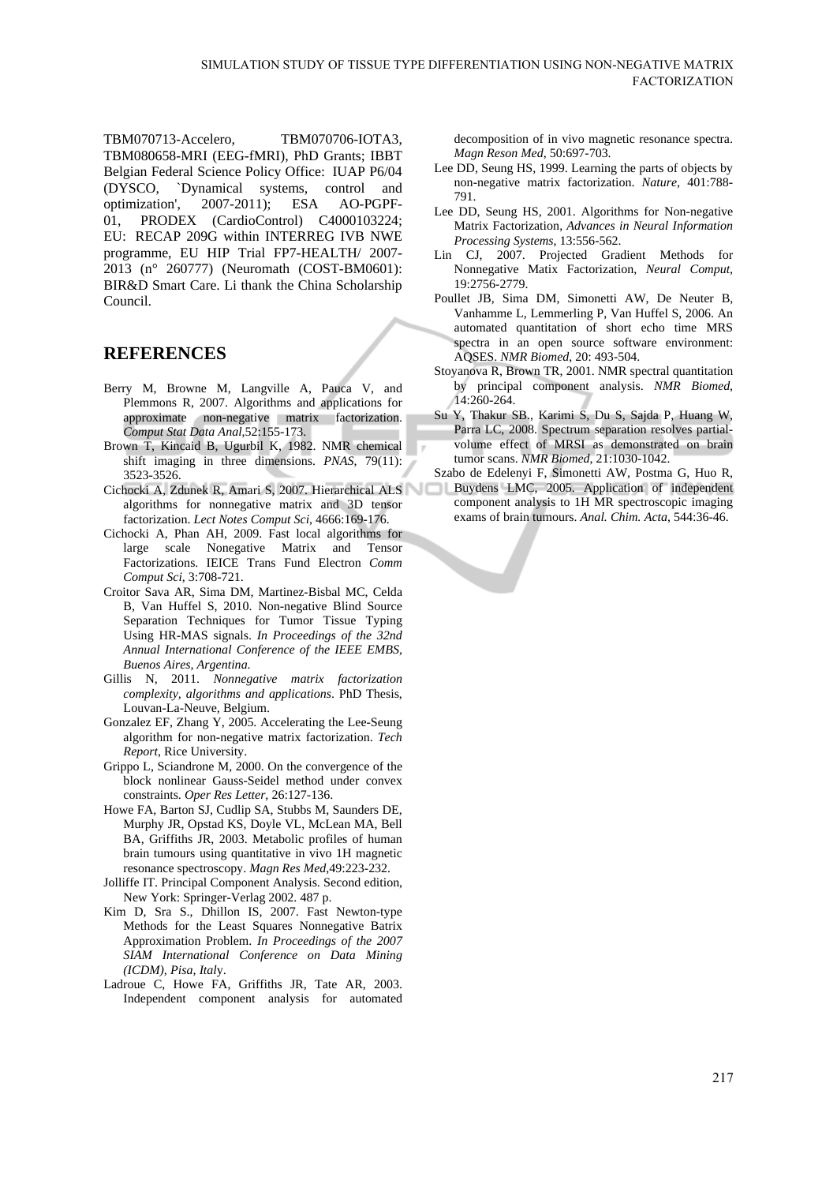TBM070713-Accelero, TBM070706-IOTA3, TBM080658-MRI (EEG-fMRI), PhD Grants; IBBT Belgian Federal Science Policy Office: IUAP P6/04 (DYSCO, `Dynamical systems, control and optimization', 2007-2011); ESA AO-PGPF-01, PRODEX (CardioControl) C4000103224; EU: RECAP 209G within INTERREG IVB NWE programme, EU HIP Trial FP7-HEALTH/ 2007-2013 (n° 260777) (Neuromath (COST-BM0601): BIR&D Smart Care. Li thank the China Scholarship Council.

## REFERENCES

Berry M, Browne M, Langville A, Pauca V, and Plemmons R, 2007. Algorithms and applications for approximate non-negative matrix factorization. *Comput Stat Data Anal*,52:155-173.

Brown T, Kincaid B, Ugurbil K, 1982. NMR chemical shift imaging in three dimensions. *PNAS*, 79(11): 3523-3526.

Cichocki A, Zdunek R, Amari S, 2007. Hierarchical ALS algorithms for nonnegative matrix and 3D tensor factorization. *Lect Notes Comput Sci*, 4666:169-176.

Cichocki A, Phan AH, 2009. Fast local algorithms for large scale Nonegative Matrix and Tensor Factorizations. IEICE Trans Fund Electron *Comm Comput Sci*, 3:708-721.

Croitor Sava AR, Sima DM, Martinez-Bisbal MC, Celda B, Van Huffel S, 2010. Non-negative Blind Source Separation Techniques for Tumor Tissue Typing Using HR-MAS signals. *In Proceedings of the 32nd Annual International Conference of the IEEE EMBS, Buenos Aires, Argentina.*

Gillis N, 2011. *Nonnegative matrix factorization complexity, algorithms and applications*. PhD Thesis, Louvan-La-Neuve, Belgium.

Gonzalez EF, Zhang Y, 2005. Accelerating the Lee-Seung algorithm for non-negative matrix factorization. *Tech Report*, Rice University.

Grippo L, Sciandrone M, 2000. On the convergence of the block nonlinear Gauss-Seidel method under convex constraints. *Oper Res Letter*, 26:127-136.

Howe FA, Barton SJ, Cudlip SA, Stubbs M, Saunders DE, Murphy JR, Opstad KS, Doyle VL, McLean MA, Bell BA, Griffiths JR, 2003. Metabolic profiles of human brain tumours using quantitative in vivo 1H magnetic resonance spectroscopy. *Magn Res Med*,49:223-232.

Jolliffe IT. Principal Component Analysis. Second edition, New York: Springer-Verlag 2002. 487 p.

Kim D, Sra S., Dhillon IS, 2007. Fast Newton-type Methods for the Least Squares Nonnegative Batrix Approximation Problem. *In Proceedings of the 2007 SIAM International Conference on Data Mining (ICDM), Pisa, Italy*.

Ladroue C, Howe FA, Griffiths JR, Tate AR, 2003. Independent component analysis for automated decomposition of in vivo magnetic resonance spectra. *Magn Reson Med*, 50:697-703.

Lee DD, Seung HS, 1999. Learning the parts of objects by non-negative matrix factorization. *Nature*, 401:788-791.

Lee DD, Seung HS, 2001. Algorithms for Non-negative Matrix Factorization, *Advances in Neural Information Processing Systems*, 13:556-562.

Lin CJ, 2007. Projected Gradient Methods for Nonnegative Matix Factorization, *Neural Comput*, 19:2756-2779.

Poullet JB, Sima DM, Simonetti AW, De Neuter B, Vanhamme L, Lemmerling P, Van Huffel S, 2006. An automated quantitation of short echo time MRS spectra in an open source software environment: AQSES. *NMR Biomed*, 20: 493-504.

Stoyanova R, Brown TR, 2001. NMR spectral quantitation by principal component analysis. *NMR Biomed*, 14:260-264.

Su Y, Thakur SB., Karimi S, Du S, Sajda P, Huang W, Parra LC, 2008. Spectrum separation resolves partial-volume effect of MRSI as demonstrated on brain tumor scans. *NMR Biomed*, 21:1030-1042.

Szabo de Edelenyi F, Simonetti AW, Postma G, Huo R, Buydens LMC, 2005. Application of independent component analysis to 1H MR spectroscopic imaging exams of brain tumours. *Anal. Chim. Acta*, 544:36-46.